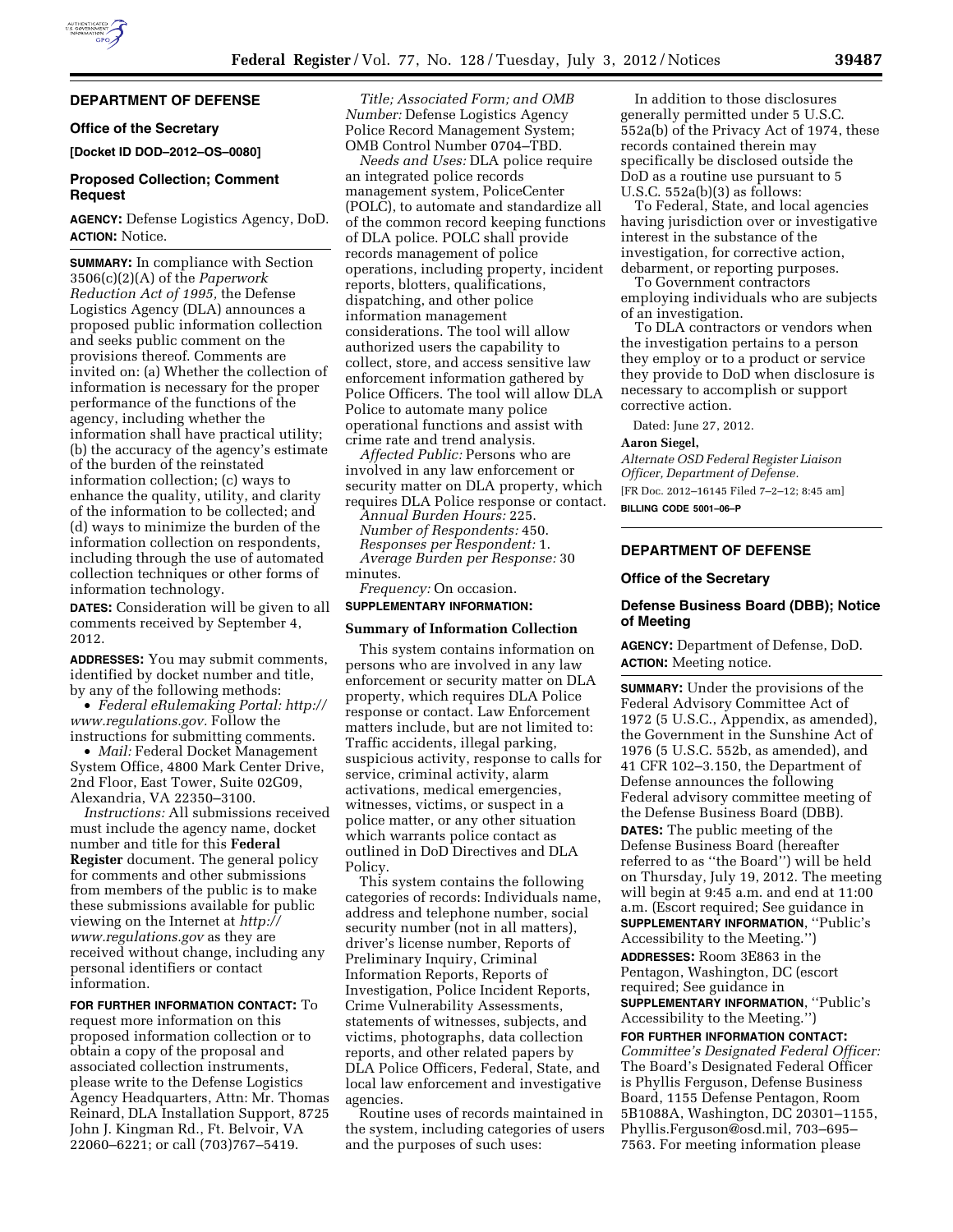## DEPARTMENT OF DEFENSE

### Office of the Secretary

**[Docket ID DOD–2012–OS–0080]**

### Proposed Collection; Comment Request

**AGENCY:** Defense Logistics Agency, DoD.

**ACTION:** Notice.

**SUMMARY:** In compliance with Section 3506(c)(2)(A) of the *Paperwork Reduction Act of 1995,* the Defense Logistics Agency (DLA) announces a proposed public information collection and seeks public comment on the provisions thereof. Comments are invited on: (a) Whether the collection of information is necessary for the proper performance of the functions of the agency, including whether the information shall have practical utility; (b) the accuracy of the agency's estimate of the burden of the reinstated information collection; (c) ways to enhance the quality, utility, and clarity of the information to be collected; and (d) ways to minimize the burden of the information collection on respondents, including through the use of automated collection techniques or other forms of information technology.

**DATES:** Consideration will be given to all comments received by September 4, 2012.

**ADDRESSES:** You may submit comments, identified by docket number and title, by any of the following methods:

- *Federal eRulemaking Portal: http://www.regulations.gov.* Follow the instructions for submitting comments.
- *Mail:* Federal Docket Management System Office, 4800 Mark Center Drive, 2nd Floor, East Tower, Suite 02G09, Alexandria, VA 22350–3100.

*Instructions:* All submissions received must include the agency name, docket number and title for this **Federal Register** document. The general policy for comments and other submissions from members of the public is to make these submissions available for public viewing on the Internet at *http://www.regulations.gov* as they are received without change, including any personal identifiers or contact information.

**FOR FURTHER INFORMATION CONTACT:** To request more information on this proposed information collection or to obtain a copy of the proposal and associated collection instruments, please write to the Defense Logistics Agency Headquarters, Attn: Mr. Thomas Reinard, DLA Installation Support, 8725 John J. Kingman Rd., Ft. Belvoir, VA 22060–6221; or call (703)767–5419.

*Title; Associated Form; and OMB Number:* Defense Logistics Agency Police Record Management System; OMB Control Number 0704–TBD.

*Needs and Uses:* DLA police require an integrated police records management system, PoliceCenter (POLC), to automate and standardize all of the common record keeping functions of DLA police. POLC shall provide records management of police operations, including property, incident reports, blotters, qualifications, dispatching, and other police information management considerations. The tool will allow authorized users the capability to collect, store, and access sensitive law enforcement information gathered by Police Officers. The tool will allow DLA Police to automate many police operational functions and assist with crime rate and trend analysis.

*Affected Public:* Persons who are involved in any law enforcement or security matter on DLA property, which requires DLA Police response or contact.

*Annual Burden Hours:* 225.

*Number of Respondents:* 450.

*Responses per Respondent:* 1.

*Average Burden per Response:* 30 minutes.

*Frequency:* On occasion.

**SUPPLEMENTARY INFORMATION:**

#### Summary of Information Collection

This system contains information on persons who are involved in any law enforcement or security matter on DLA property, which requires DLA Police response or contact. Law Enforcement matters include, but are not limited to: Traffic accidents, illegal parking, suspicious activity, response to calls for service, criminal activity, alarm activations, medical emergencies, witnesses, victims, or suspect in a police matter, or any other situation which warrants police contact as outlined in DoD Directives and DLA Policy.

This system contains the following categories of records: Individuals name, address and telephone number, social security number (not in all matters), driver's license number, Reports of Preliminary Inquiry, Criminal Information Reports, Reports of Investigation, Police Incident Reports, Crime Vulnerability Assessments, statements of witnesses, subjects, and victims, photographs, data collection reports, and other related papers by DLA Police Officers, Federal, State, and local law enforcement and investigative agencies.

Routine uses of records maintained in the system, including categories of users and the purposes of such uses:

In addition to those disclosures generally permitted under 5 U.S.C. 552a(b) of the Privacy Act of 1974, these records contained therein may specifically be disclosed outside the DoD as a routine use pursuant to 5 U.S.C. 552a(b)(3) as follows:

To Federal, State, and local agencies having jurisdiction over or investigative interest in the substance of the investigation, for corrective action, debarment, or reporting purposes.

To Government contractors employing individuals who are subjects of an investigation.

To DLA contractors or vendors when the investigation pertains to a person they employ or to a product or service they provide to DoD when disclosure is necessary to accomplish or support corrective action.

Dated: June 27, 2012.

**Aaron Siegel,**

*Alternate OSD Federal Register Liaison Officer, Department of Defense.*

[FR Doc. 2012–16145 Filed 7–2–12; 8:45 am]

**BILLING CODE 5001–06–P**

## DEPARTMENT OF DEFENSE

### Office of the Secretary

### Defense Business Board (DBB); Notice of Meeting

**AGENCY:** Department of Defense, DoD.

**ACTION:** Meeting notice.

**SUMMARY:** Under the provisions of the Federal Advisory Committee Act of 1972 (5 U.S.C., Appendix, as amended), the Government in the Sunshine Act of 1976 (5 U.S.C. 552b, as amended), and 41 CFR 102–3.150, the Department of Defense announces the following Federal advisory committee meeting of the Defense Business Board (DBB).

**DATES:** The public meeting of the Defense Business Board (hereafter referred to as ''the Board'') will be held on Thursday, July 19, 2012. The meeting will begin at 9:45 a.m. and end at 11:00 a.m. (Escort required; See guidance in **SUPPLEMENTARY INFORMATION**, ''Public's Accessibility to the Meeting.'')

**ADDRESSES:** Room 3E863 in the Pentagon, Washington, DC (escort required; See guidance in **SUPPLEMENTARY INFORMATION**, ''Public's Accessibility to the Meeting.'')

**FOR FURTHER INFORMATION CONTACT:** *Committee's Designated Federal Officer:* The Board's Designated Federal Officer is Phyllis Ferguson, Defense Business Board, 1155 Defense Pentagon, Room 5B1088A, Washington, DC 20301–1155, Phyllis.Ferguson@osd.mil, 703–695–7563. For meeting information please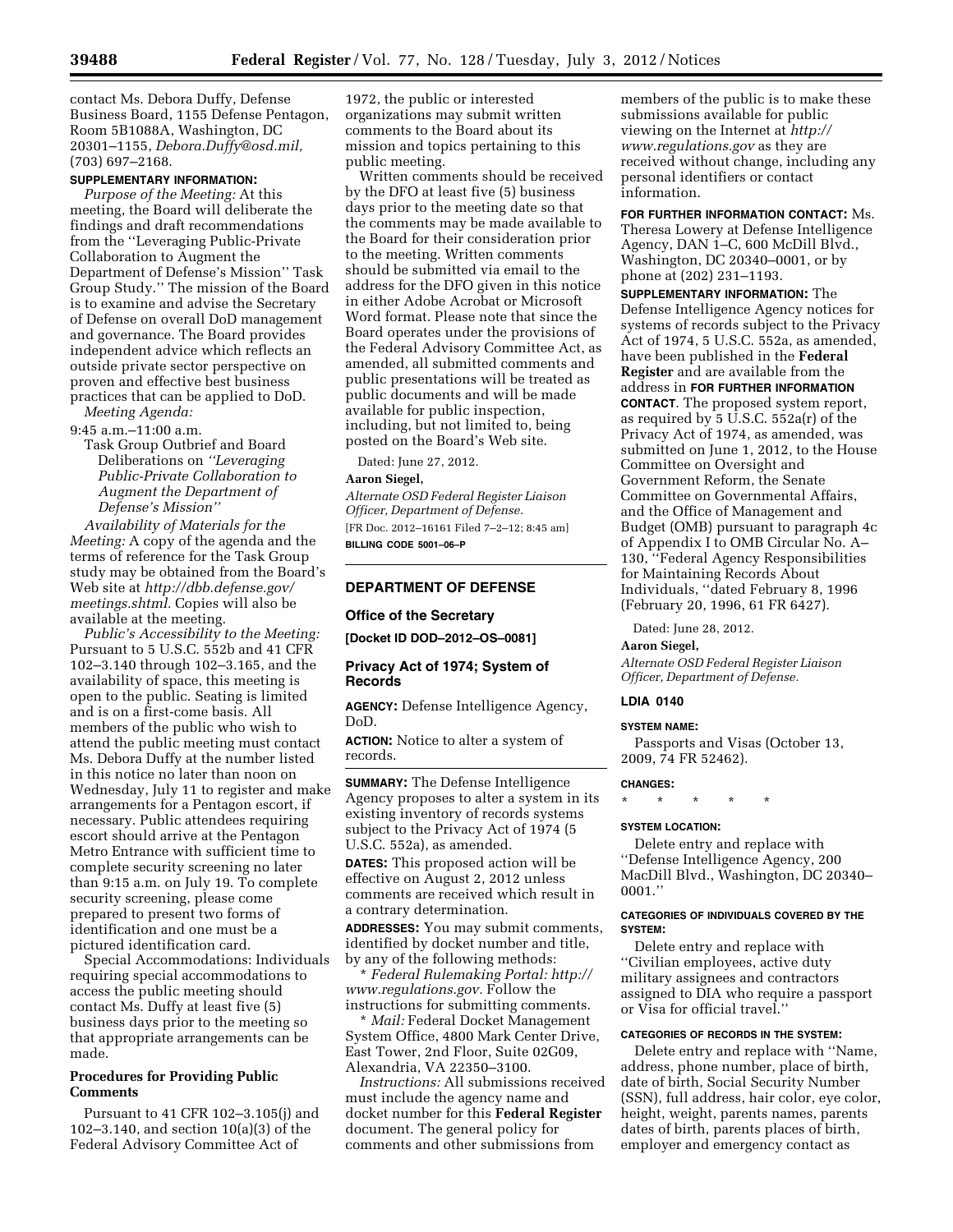contact Ms. Debora Duffy, Defense Business Board, 1155 Defense Pentagon, Room 5B1088A, Washington, DC 20301–1155, *Debora.Duffy@osd.mil,* (703) 697–2168.

**SUPPLEMENTARY INFORMATION:**

*Purpose of the Meeting:* At this meeting, the Board will deliberate the findings and draft recommendations from the ''Leveraging Public-Private Collaboration to Augment the Department of Defense's Mission'' Task Group Study.'' The mission of the Board is to examine and advise the Secretary of Defense on overall DoD management and governance. The Board provides independent advice which reflects an outside private sector perspective on proven and effective best business practices that can be applied to DoD.

*Meeting Agenda:*

9:45 a.m.–11:00 a.m.

Task Group Outbrief and Board Deliberations on *''Leveraging Public-Private Collaboration to Augment the Department of Defense's Mission''*

*Availability of Materials for the Meeting:* A copy of the agenda and the terms of reference for the Task Group study may be obtained from the Board's Web site at *http://dbb.defense.gov/meetings.shtml.* Copies will also be available at the meeting.

*Public's Accessibility to the Meeting:* Pursuant to 5 U.S.C. 552b and 41 CFR 102–3.140 through 102–3.165, and the availability of space, this meeting is open to the public. Seating is limited and is on a first-come basis. All members of the public who wish to attend the public meeting must contact Ms. Debora Duffy at the number listed in this notice no later than noon on Wednesday, July 11 to register and make arrangements for a Pentagon escort, if necessary. Public attendees requiring escort should arrive at the Pentagon Metro Entrance with sufficient time to complete security screening no later than 9:15 a.m. on July 19. To complete security screening, please come prepared to present two forms of identification and one must be a pictured identification card.

Special Accommodations: Individuals requiring special accommodations to access the public meeting should contact Ms. Duffy at least five (5) business days prior to the meeting so that appropriate arrangements can be made.

### Procedures for Providing Public Comments

Pursuant to 41 CFR 102–3.105(j) and 102–3.140, and section 10(a)(3) of the Federal Advisory Committee Act of 1972, the public or interested organizations may submit written comments to the Board about its mission and topics pertaining to this public meeting.

Written comments should be received by the DFO at least five (5) business days prior to the meeting date so that the comments may be made available to the Board for their consideration prior to the meeting. Written comments should be submitted via email to the address for the DFO given in this notice in either Adobe Acrobat or Microsoft Word format. Please note that since the Board operates under the provisions of the Federal Advisory Committee Act, as amended, all submitted comments and public presentations will be treated as public documents and will be made available for public inspection, including, but not limited to, being posted on the Board's Web site.

Dated: June 27, 2012.

**Aaron Siegel,**

*Alternate OSD Federal Register Liaison Officer, Department of Defense.*

[FR Doc. 2012–16161 Filed 7–2–12; 8:45 am]

**BILLING CODE 5001–06–P**

## DEPARTMENT OF DEFENSE

### Office of the Secretary

**[Docket ID DOD–2012–OS–0081]**

### Privacy Act of 1974; System of Records

**AGENCY:** Defense Intelligence Agency, DoD.

**ACTION:** Notice to alter a system of records.

**SUMMARY:** The Defense Intelligence Agency proposes to alter a system in its existing inventory of records systems subject to the Privacy Act of 1974 (5 U.S.C. 552a), as amended.

**DATES:** This proposed action will be effective on August 2, 2012 unless comments are received which result in a contrary determination.

**ADDRESSES:** You may submit comments, identified by docket number and title, by any of the following methods:

* *Federal Rulemaking Portal: http://www.regulations.gov.* Follow the instructions for submitting comments.

* *Mail:* Federal Docket Management System Office, 4800 Mark Center Drive, East Tower, 2nd Floor, Suite 02G09, Alexandria, VA 22350–3100.

*Instructions:* All submissions received must include the agency name and docket number for this **Federal Register** document. The general policy for comments and other submissions from members of the public is to make these submissions available for public viewing on the Internet at *http://www.regulations.gov* as they are received without change, including any personal identifiers or contact information.

**FOR FURTHER INFORMATION CONTACT:** Ms. Theresa Lowery at Defense Intelligence Agency, DAN 1–C, 600 McDill Blvd., Washington, DC 20340–0001, or by phone at (202) 231–1193.

**SUPPLEMENTARY INFORMATION:** The Defense Intelligence Agency notices for systems of records subject to the Privacy Act of 1974, 5 U.S.C. 552a, as amended, have been published in the **Federal Register** and are available from the address in **FOR FURTHER INFORMATION CONTACT**. The proposed system report, as required by 5 U.S.C. 552a(r) of the Privacy Act of 1974, as amended, was submitted on June 1, 2012, to the House Committee on Oversight and Government Reform, the Senate Committee on Governmental Affairs, and the Office of Management and Budget (OMB) pursuant to paragraph 4c of Appendix I to OMB Circular No. A–130, ''Federal Agency Responsibilities for Maintaining Records About Individuals, ''dated February 8, 1996 (February 20, 1996, 61 FR 6427).

Dated: June 28, 2012.

**Aaron Siegel,**

*Alternate OSD Federal Register Liaison Officer, Department of Defense.*

### LDIA 0140

**SYSTEM NAME:**

Passports and Visas (October 13, 2009, 74 FR 52462).

**CHANGES:**

\* \* \* \* \*

**SYSTEM LOCATION:**

Delete entry and replace with ''Defense Intelligence Agency, 200 MacDill Blvd., Washington, DC 20340–0001.''

**CATEGORIES OF INDIVIDUALS COVERED BY THE SYSTEM:**

Delete entry and replace with ''Civilian employees, active duty military assignees and contractors assigned to DIA who require a passport or Visa for official travel.''

**CATEGORIES OF RECORDS IN THE SYSTEM:**

Delete entry and replace with ''Name, address, phone number, place of birth, date of birth, Social Security Number (SSN), full address, hair color, eye color, height, weight, parents names, parents dates of birth, parents places of birth, employer and emergency contact as